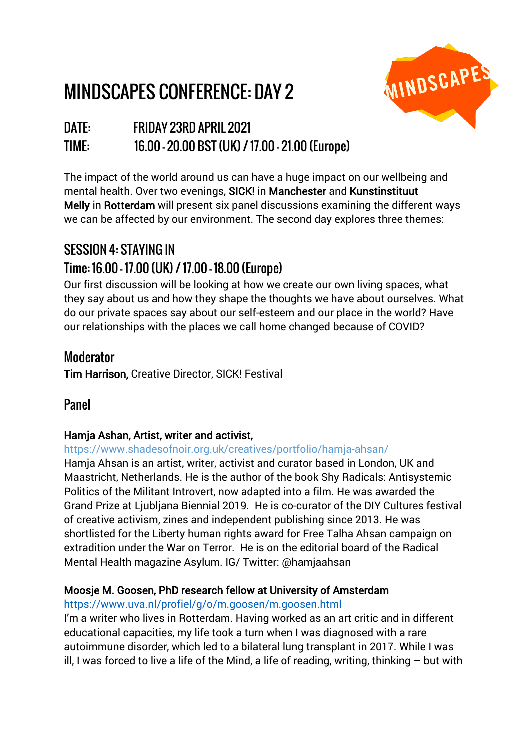# MINDSCAPES CONFERENCE: DAY 2

MINDSCAPES

## DATE: FRIDAY 23RD APRIL 2021
## TIME: 16.00 - 20.00 BST (UK) / 17.00 - 21.00 (Europe)

The impact of the world around us can have a huge impact on our wellbeing and mental health. Over two evenings, SICK! in Manchester and Kunstinstituut Melly in Rotterdam will present six panel discussions examining the different ways we can be affected by our environment. The second day explores three themes:

## SESSION 4: STAYING IN
## Time: 16.00 - 17.00 (UK) / 17.00 - 18.00 (Europe)

Our first discussion will be looking at how we create our own living spaces, what they say about us and how they shape the thoughts we have about ourselves. What do our private spaces say about our self-esteem and our place in the world? Have our relationships with the places we call home changed because of COVID?

### Moderator

**Tim Harrison,** Creative Director, SICK! Festival

### Panel

**Hamja Ashan, Artist, writer and activist,**
https://www.shadesofnoir.org.uk/creatives/portfolio/hamja-ahsan/
Hamja Ahsan is an artist, writer, activist and curator based in London, UK and Maastricht, Netherlands. He is the author of the book Shy Radicals: Antisystemic Politics of the Militant Introvert, now adapted into a film. He was awarded the Grand Prize at Ljubljana Biennial 2019. He is co-curator of the DIY Cultures festival of creative activism, zines and independent publishing since 2013. He was shortlisted for the Liberty human rights award for Free Talha Ahsan campaign on extradition under the War on Terror. He is on the editorial board of the Radical Mental Health magazine Asylum. IG/ Twitter: @hamjaahsan

**Moosje M. Goosen, PhD research fellow at University of Amsterdam**
https://www.uva.nl/profiel/g/o/m.goosen/m.goosen.html
I'm a writer who lives in Rotterdam. Having worked as an art critic and in different educational capacities, my life took a turn when I was diagnosed with a rare autoimmune disorder, which led to a bilateral lung transplant in 2017. While I was ill, I was forced to live a life of the Mind, a life of reading, writing, thinking – but with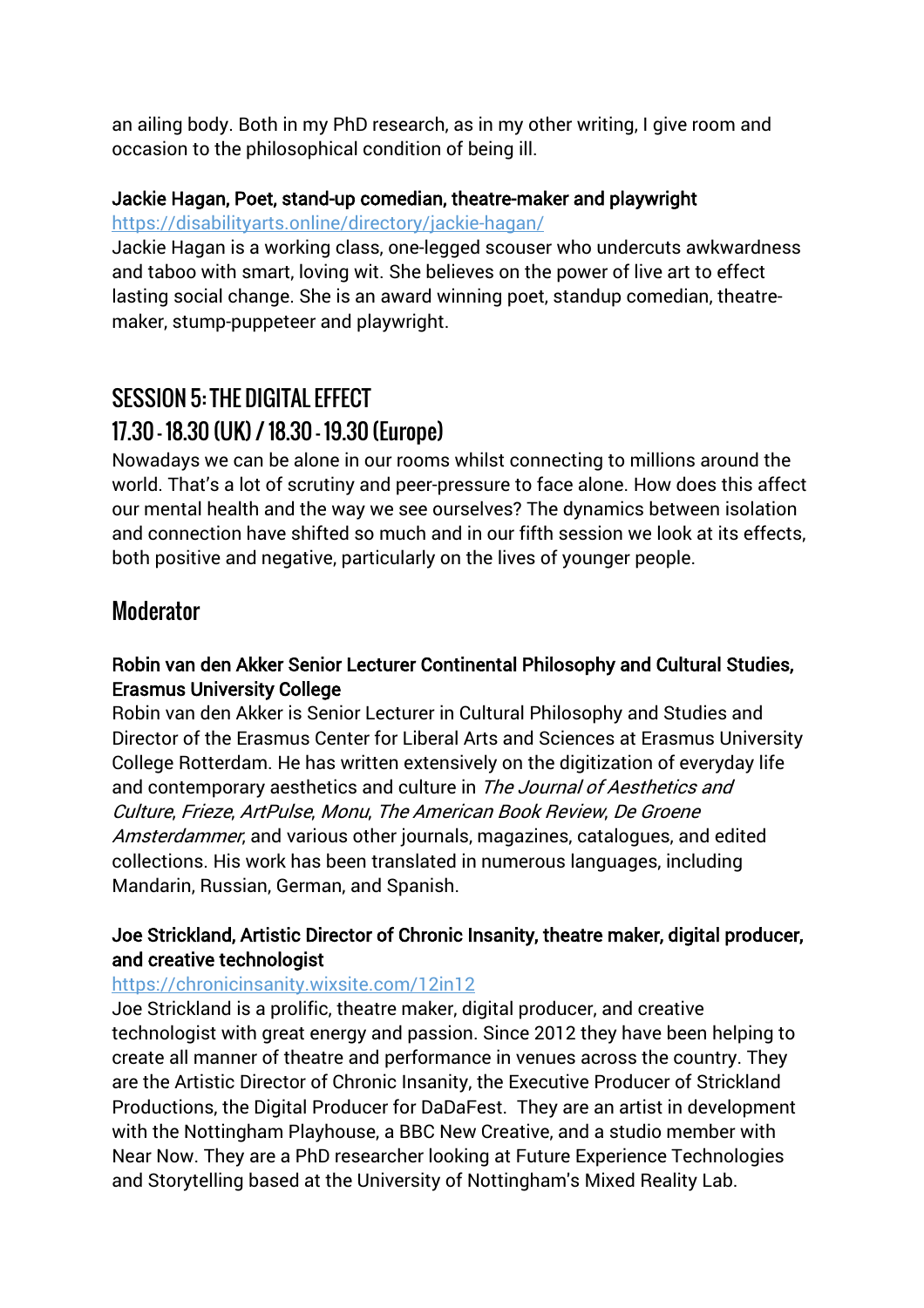an ailing body. Both in my PhD research, as in my other writing, I give room and occasion to the philosophical condition of being ill.

**Jackie Hagan, Poet, stand-up comedian, theatre-maker and playwright**
https://disabilityarts.online/directory/jackie-hagan/
Jackie Hagan is a working class, one-legged scouser who undercuts awkwardness and taboo with smart, loving wit. She believes on the power of live art to effect lasting social change. She is an award winning poet, standup comedian, theatre-maker, stump-puppeteer and playwright.

## SESSION 5: THE DIGITAL EFFECT
## 17.30 - 18.30 (UK) / 18.30 - 19.30 (Europe)

Nowadays we can be alone in our rooms whilst connecting to millions around the world. That's a lot of scrutiny and peer-pressure to face alone. How does this affect our mental health and the way we see ourselves? The dynamics between isolation and connection have shifted so much and in our fifth session we look at its effects, both positive and negative, particularly on the lives of younger people.

### Moderator

**Robin van den Akker Senior Lecturer Continental Philosophy and Cultural Studies, Erasmus University College**
Robin van den Akker is Senior Lecturer in Cultural Philosophy and Studies and Director of the Erasmus Center for Liberal Arts and Sciences at Erasmus University College Rotterdam. He has written extensively on the digitization of everyday life and contemporary aesthetics and culture in *The Journal of Aesthetics and Culture*, *Frieze*, *ArtPulse*, *Monu*, *The American Book Review*, *De Groene Amsterdammer*, and various other journals, magazines, catalogues, and edited collections. His work has been translated in numerous languages, including Mandarin, Russian, German, and Spanish.

**Joe Strickland, Artistic Director of Chronic Insanity, theatre maker, digital producer, and creative technologist**
https://chronicinsanity.wixsite.com/12in12
Joe Strickland is a prolific, theatre maker, digital producer, and creative technologist with great energy and passion. Since 2012 they have been helping to create all manner of theatre and performance in venues across the country. They are the Artistic Director of Chronic Insanity, the Executive Producer of Strickland Productions, the Digital Producer for DaDaFest. They are an artist in development with the Nottingham Playhouse, a BBC New Creative, and a studio member with Near Now. They are a PhD researcher looking at Future Experience Technologies and Storytelling based at the University of Nottingham's Mixed Reality Lab.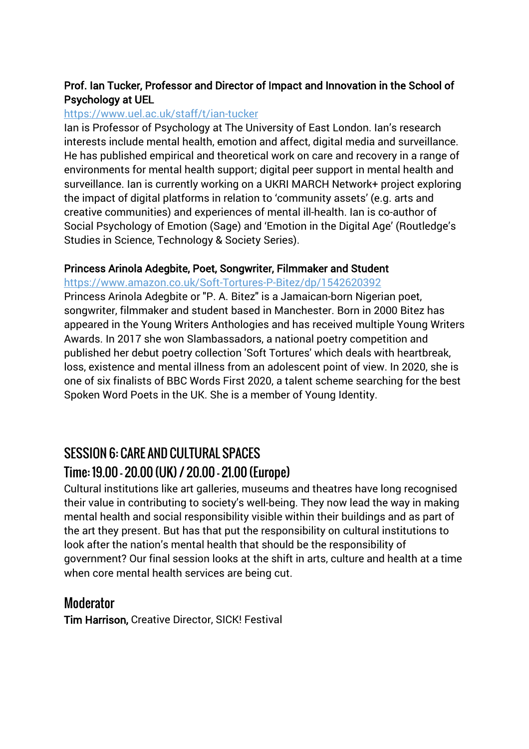**Prof. Ian Tucker, Professor and Director of Impact and Innovation in the School of Psychology at UEL**

https://www.uel.ac.uk/staff/t/ian-tucker

Ian is Professor of Psychology at The University of East London. Ian's research interests include mental health, emotion and affect, digital media and surveillance. He has published empirical and theoretical work on care and recovery in a range of environments for mental health support; digital peer support in mental health and surveillance. Ian is currently working on a UKRI MARCH Network+ project exploring the impact of digital platforms in relation to 'community assets' (e.g. arts and creative communities) and experiences of mental ill-health. Ian is co-author of Social Psychology of Emotion (Sage) and 'Emotion in the Digital Age' (Routledge's Studies in Science, Technology & Society Series).

**Princess Arinola Adegbite, Poet, Songwriter, Filmmaker and Student**

https://www.amazon.co.uk/Soft-Tortures-P-Bitez/dp/1542620392

Princess Arinola Adegbite or "P. A. Bitez" is a Jamaican-born Nigerian poet, songwriter, filmmaker and student based in Manchester. Born in 2000 Bitez has appeared in the Young Writers Anthologies and has received multiple Young Writers Awards. In 2017 she won Slambassadors, a national poetry competition and published her debut poetry collection 'Soft Tortures' which deals with heartbreak, loss, existence and mental illness from an adolescent point of view. In 2020, she is one of six finalists of BBC Words First 2020, a talent scheme searching for the best Spoken Word Poets in the UK. She is a member of Young Identity.

## SESSION 6: CARE AND CULTURAL SPACES

## Time: 19.00 - 20.00 (UK) / 20.00 - 21.00 (Europe)

Cultural institutions like art galleries, museums and theatres have long recognised their value in contributing to society's well-being. They now lead the way in making mental health and social responsibility visible within their buildings and as part of the art they present. But has that put the responsibility on cultural institutions to look after the nation's mental health that should be the responsibility of government? Our final session looks at the shift in arts, culture and health at a time when core mental health services are being cut.

### Moderator

**Tim Harrison,** Creative Director, SICK! Festival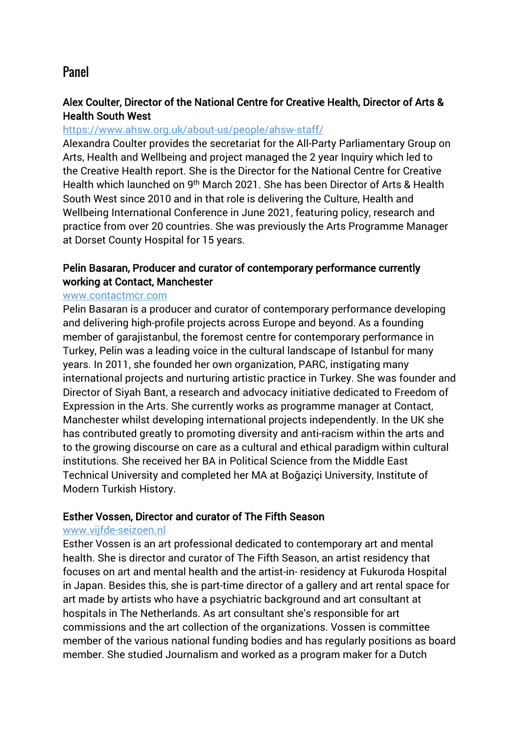# Panel

### Alex Coulter, Director of the National Centre for Creative Health, Director of Arts & Health South West

https://www.ahsw.org.uk/about-us/people/ahsw-staff/

Alexandra Coulter provides the secretariat for the All-Party Parliamentary Group on Arts, Health and Wellbeing and project managed the 2 year Inquiry which led to the Creative Health report. She is the Director for the National Centre for Creative Health which launched on 9th March 2021. She has been Director of Arts & Health South West since 2010 and in that role is delivering the Culture, Health and Wellbeing International Conference in June 2021, featuring policy, research and practice from over 20 countries. She was previously the Arts Programme Manager at Dorset County Hospital for 15 years.

### Pelin Basaran, Producer and curator of contemporary performance currently working at Contact, Manchester

www.contactmcr.com

Pelin Basaran is a producer and curator of contemporary performance developing and delivering high-profile projects across Europe and beyond. As a founding member of garajistanbul, the foremost centre for contemporary performance in Turkey, Pelin was a leading voice in the cultural landscape of Istanbul for many years. In 2011, she founded her own organization, PARC, instigating many international projects and nurturing artistic practice in Turkey. She was founder and Director of Siyah Bant, a research and advocacy initiative dedicated to Freedom of Expression in the Arts. She currently works as programme manager at Contact, Manchester whilst developing international projects independently. In the UK she has contributed greatly to promoting diversity and anti-racism within the arts and to the growing discourse on care as a cultural and ethical paradigm within cultural institutions. She received her BA in Political Science from the Middle East Technical University and completed her MA at Boğaziçi University, Institute of Modern Turkish History.

### Esther Vossen, Director and curator of The Fifth Season

www.vijfde-seizoen.nl

Esther Vossen is an art professional dedicated to contemporary art and mental health. She is director and curator of The Fifth Season, an artist residency that focuses on art and mental health and the artist-in- residency at Fukuroda Hospital in Japan. Besides this, she is part-time director of a gallery and art rental space for art made by artists who have a psychiatric background and art consultant at hospitals in The Netherlands. As art consultant she's responsible for art commissions and the art collection of the organizations. Vossen is committee member of the various national funding bodies and has regularly positions as board member. She studied Journalism and worked as a program maker for a Dutch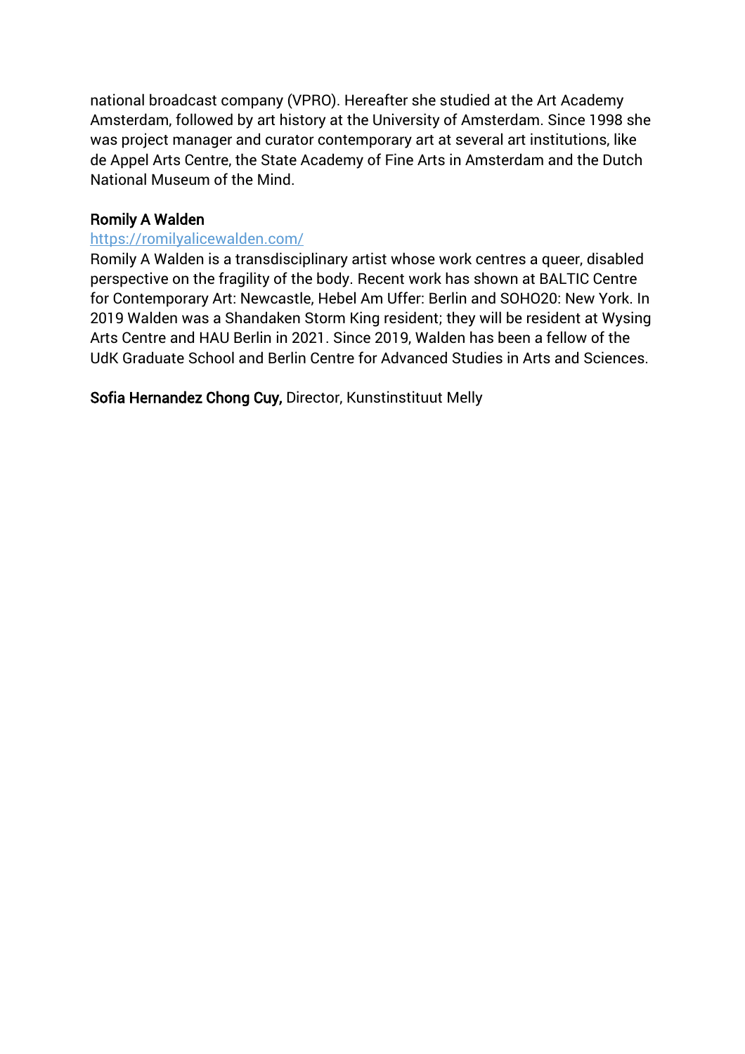national broadcast company (VPRO). Hereafter she studied at the Art Academy Amsterdam, followed by art history at the University of Amsterdam. Since 1998 she was project manager and curator contemporary art at several art institutions, like de Appel Arts Centre, the State Academy of Fine Arts in Amsterdam and the Dutch National Museum of the Mind.

**Romily A Walden**

https://romilyalicewalden.com/

Romily A Walden is a transdisciplinary artist whose work centres a queer, disabled perspective on the fragility of the body. Recent work has shown at BALTIC Centre for Contemporary Art: Newcastle, Hebel Am Uffer: Berlin and SOHO20: New York. In 2019 Walden was a Shandaken Storm King resident; they will be resident at Wysing Arts Centre and HAU Berlin in 2021. Since 2019, Walden has been a fellow of the UdK Graduate School and Berlin Centre for Advanced Studies in Arts and Sciences.

**Sofia Hernandez Chong Cuy,** Director, Kunstinstituut Melly